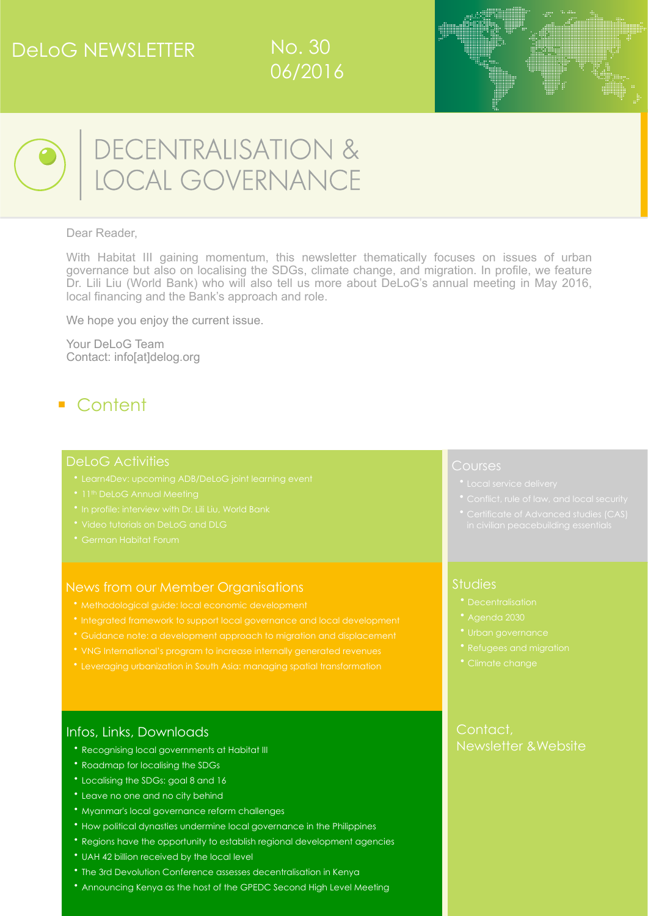# DeLoG NEWSLETTER

No. 30
06/2016

# DECENTRALISATION & LOCAL GOVERNANCE

Dear Reader,

With Habitat III gaining momentum, this newsletter thematically focuses on issues of urban governance but also on localising the SDGs, climate change, and migration. In profile, we feature Dr. Lili Liu (World Bank) who will also tell us more about DeLoG's annual meeting in May 2016, local financing and the Bank's approach and role.

We hope you enjoy the current issue.

Your DeLoG Team
Contact: info[at]delog.org

## Content

### DeLoG Activities

- Learn4Dev: upcoming ADB/DeLoG joint learning event
- 11th DeLoG Annual Meeting
- In profile: interview with Dr. Lili Liu, World Bank
- Video tutorials on DeLoG and DLG
- German Habitat Forum

### News from our Member Organisations

- Methodological guide: local economic development
- Integrated framework to support local governance and local development
- Guidance note: a development approach to migration and displacement
- VNG International's program to increase internally generated revenues
- Leveraging urbanization in South Asia: managing spatial transformation

### Infos, Links, Downloads

- Recognising local governments at Habitat III
- Roadmap for localising the SDGs
- Localising the SDGs: goal 8 and 16
- Leave no one and no city behind
- Myanmar's local governance reform challenges
- How political dynasties undermine local governance in the Philippines
- Regions have the opportunity to establish regional development agencies
- UAH 42 billion received by the local level
- The 3rd Devolution Conference assesses decentralisation in Kenya
- Announcing Kenya as the host of the GPEDC Second High Level Meeting

### Courses

- Local service delivery
- Conflict, rule of law, and local security
- Certificate of Advanced studies (CAS) in civilian peacebuilding essentials

### Studies

- Decentralisation
- Agenda 2030
- Urban governance
- Refugees and migration
- Climate change

### Contact, Newsletter & Website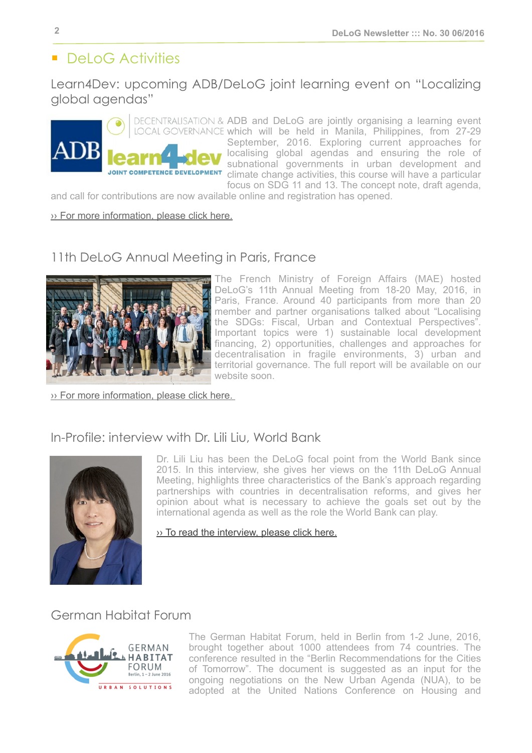## DeLoG Activities

### Learn4Dev: upcoming ADB/DeLoG joint learning event on "Localizing global agendas"

ADB and DeLoG are jointly organising a learning event which will be held in Manila, Philippines, from 27-29 September, 2016. Exploring current approaches for localising global agendas and ensuring the role of subnational governments in urban development and climate change activities, this course will have a particular focus on SDG 11 and 13. The concept note, draft agenda, and call for contributions are now available online and registration has opened.

›› For more information, please click here.

### 11th DeLoG Annual Meeting in Paris, France

The French Ministry of Foreign Affairs (MAE) hosted DeLoG's 11th Annual Meeting from 18-20 May, 2016, in Paris, France. Around 40 participants from more than 20 member and partner organisations talked about "Localising the SDGs: Fiscal, Urban and Contextual Perspectives". Important topics were 1) sustainable local development financing, 2) opportunities, challenges and approaches for decentralisation in fragile environments, 3) urban and territorial governance. The full report will be available on our website soon.

›› For more information, please click here.

### In-Profile: interview with Dr. Lili Liu, World Bank

Dr. Lili Liu has been the DeLoG focal point from the World Bank since 2015. In this interview, she gives her views on the 11th DeLoG Annual Meeting, highlights three characteristics of the Bank's approach regarding partnerships with countries in decentralisation reforms, and gives her opinion about what is necessary to achieve the goals set out by the international agenda as well as the role the World Bank can play.

›› To read the interview, please click here.

### German Habitat Forum

The German Habitat Forum, held in Berlin from 1-2 June, 2016, brought together about 1000 attendees from 74 countries. The conference resulted in the "Berlin Recommendations for the Cities of Tomorrow". The document is suggested as an input for the ongoing negotiations on the New Urban Agenda (NUA), to be adopted at the United Nations Conference on Housing and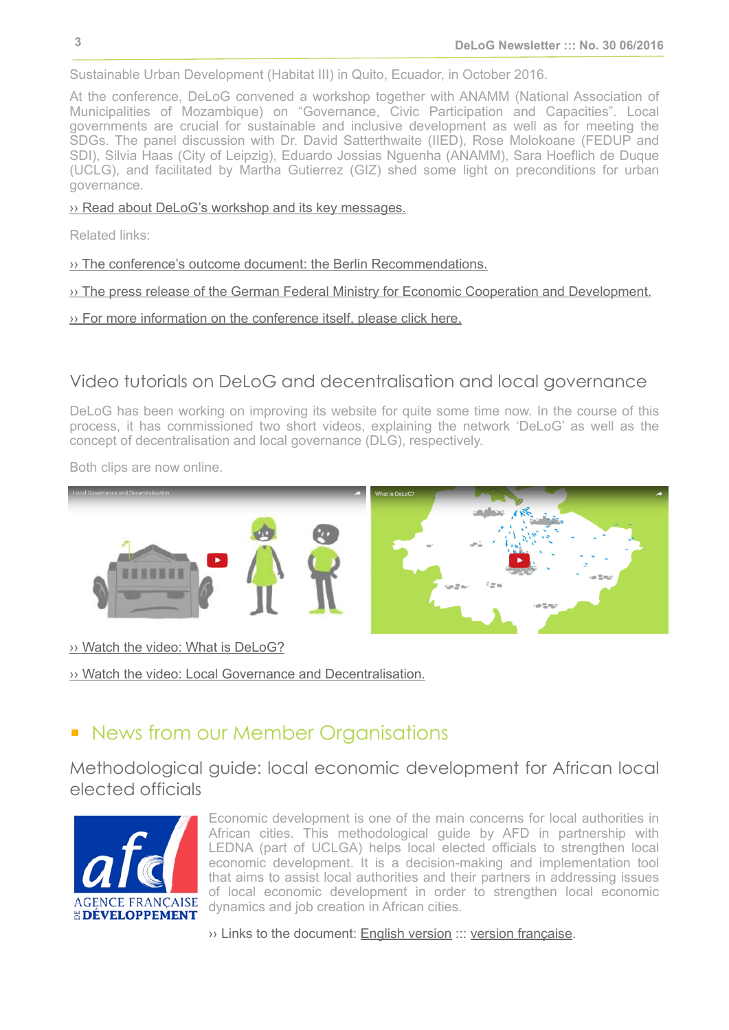Sustainable Urban Development (Habitat III) in Quito, Ecuador, in October 2016.

At the conference, DeLoG convened a workshop together with ANAMM (National Association of Municipalities of Mozambique) on "Governance, Civic Participation and Capacities". Local governments are crucial for sustainable and inclusive development as well as for meeting the SDGs. The panel discussion with Dr. David Satterthwaite (IIED), Rose Molokoane (FEDUP and SDI), Silvia Haas (City of Leipzig), Eduardo Jossias Nguenha (ANAMM), Sara Hoeflich de Duque (UCLG), and facilitated by Martha Gutierrez (GIZ) shed some light on preconditions for urban governance.

›› Read about DeLoG's workshop and its key messages.

Related links:

›› The conference's outcome document: the Berlin Recommendations.

›› The press release of the German Federal Ministry for Economic Cooperation and Development.

›› For more information on the conference itself, please click here.

## Video tutorials on DeLoG and decentralisation and local governance

DeLoG has been working on improving its website for quite some time now. In the course of this process, it has commissioned two short videos, explaining the network 'DeLoG' as well as the concept of decentralisation and local governance (DLG), respectively.

Both clips are now online.

›› Watch the video: What is DeLoG?

›› Watch the video: Local Governance and Decentralisation.

# News from our Member Organisations

## Methodological guide: local economic development for African local elected officials

Economic development is one of the main concerns for local authorities in African cities. This methodological guide by AFD in partnership with LEDNA (part of UCLGA) helps local elected officials to strengthen local economic development. It is a decision-making and implementation tool that aims to assist local authorities and their partners in addressing issues of local economic development in order to strengthen local economic dynamics and job creation in African cities.

›› Links to the document: English version ::: version française.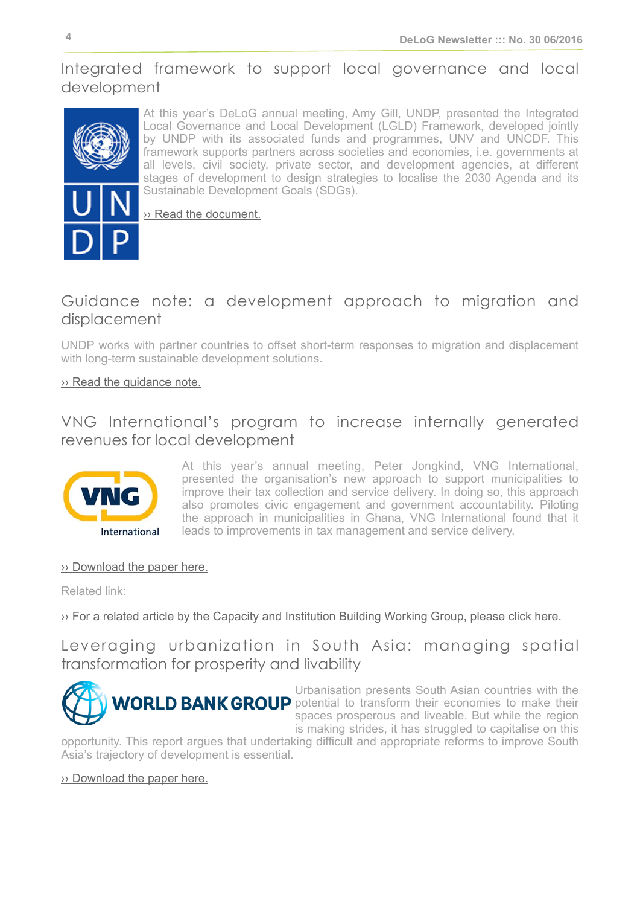## Integrated framework to support local governance and local development

At this year's DeLoG annual meeting, Amy Gill, UNDP, presented the Integrated Local Governance and Local Development (LGLD) Framework, developed jointly by UNDP with its associated funds and programmes, UNV and UNCDF. This framework supports partners across societies and economies, i.e. governments at all levels, civil society, private sector, and development agencies, at different stages of development to design strategies to localise the 2030 Agenda and its Sustainable Development Goals (SDGs).

›› Read the document.

## Guidance note: a development approach to migration and displacement

UNDP works with partner countries to offset short-term responses to migration and displacement with long-term sustainable development solutions.

›› Read the guidance note.

## VNG International's program to increase internally generated revenues for local development

At this year's annual meeting, Peter Jongkind, VNG International, presented the organisation's new approach to support municipalities to improve their tax collection and service delivery. In doing so, this approach also promotes civic engagement and government accountability. Piloting the approach in municipalities in Ghana, VNG International found that it leads to improvements in tax management and service delivery.

›› Download the paper here.

Related link:

›› For a related article by the Capacity and Institution Building Working Group, please click here.

## Leveraging urbanization in South Asia: managing spatial transformation for prosperity and livability

Urbanisation presents South Asian countries with the potential to transform their economies to make their spaces prosperous and liveable. But while the region is making strides, it has struggled to capitalise on this opportunity. This report argues that undertaking difficult and appropriate reforms to improve South Asia's trajectory of development is essential.

›› Download the paper here.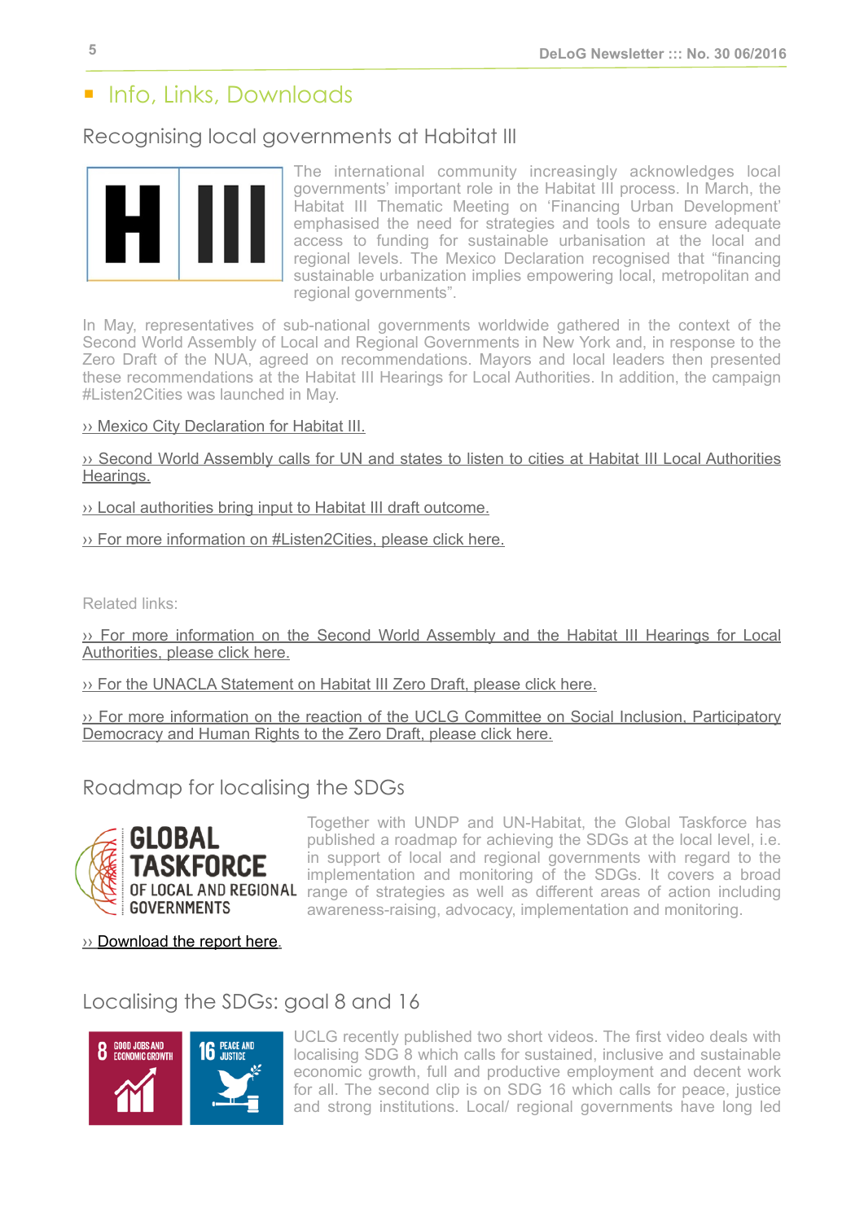## Info, Links, Downloads

### Recognising local governments at Habitat III

The international community increasingly acknowledges local governments' important role in the Habitat III process. In March, the Habitat III Thematic Meeting on 'Financing Urban Development' emphasised the need for strategies and tools to ensure adequate access to funding for sustainable urbanisation at the local and regional levels. The Mexico Declaration recognised that "financing sustainable urbanization implies empowering local, metropolitan and regional governments".

In May, representatives of sub-national governments worldwide gathered in the context of the Second World Assembly of Local and Regional Governments in New York and, in response to the Zero Draft of the NUA, agreed on recommendations. Mayors and local leaders then presented these recommendations at the Habitat III Hearings for Local Authorities. In addition, the campaign #Listen2Cities was launched in May.

›› Mexico City Declaration for Habitat III.

›› Second World Assembly calls for UN and states to listen to cities at Habitat III Local Authorities Hearings.

›› Local authorities bring input to Habitat III draft outcome.

›› For more information on #Listen2Cities, please click here.

Related links:

›› For more information on the Second World Assembly and the Habitat III Hearings for Local Authorities, please click here.

›› For the UNACLA Statement on Habitat III Zero Draft, please click here.

›› For more information on the reaction of the UCLG Committee on Social Inclusion, Participatory Democracy and Human Rights to the Zero Draft, please click here.

### Roadmap for localising the SDGs

Together with UNDP and UN-Habitat, the Global Taskforce has published a roadmap for achieving the SDGs at the local level, i.e. in support of local and regional governments with regard to the implementation and monitoring of the SDGs. It covers a broad range of strategies as well as different areas of action including awareness-raising, advocacy, implementation and monitoring.

›› Download the report here.

### Localising the SDGs: goal 8 and 16

UCLG recently published two short videos. The first video deals with localising SDG 8 which calls for sustained, inclusive and sustainable economic growth, full and productive employment and decent work for all. The second clip is on SDG 16 which calls for peace, justice and strong institutions. Local/ regional governments have long led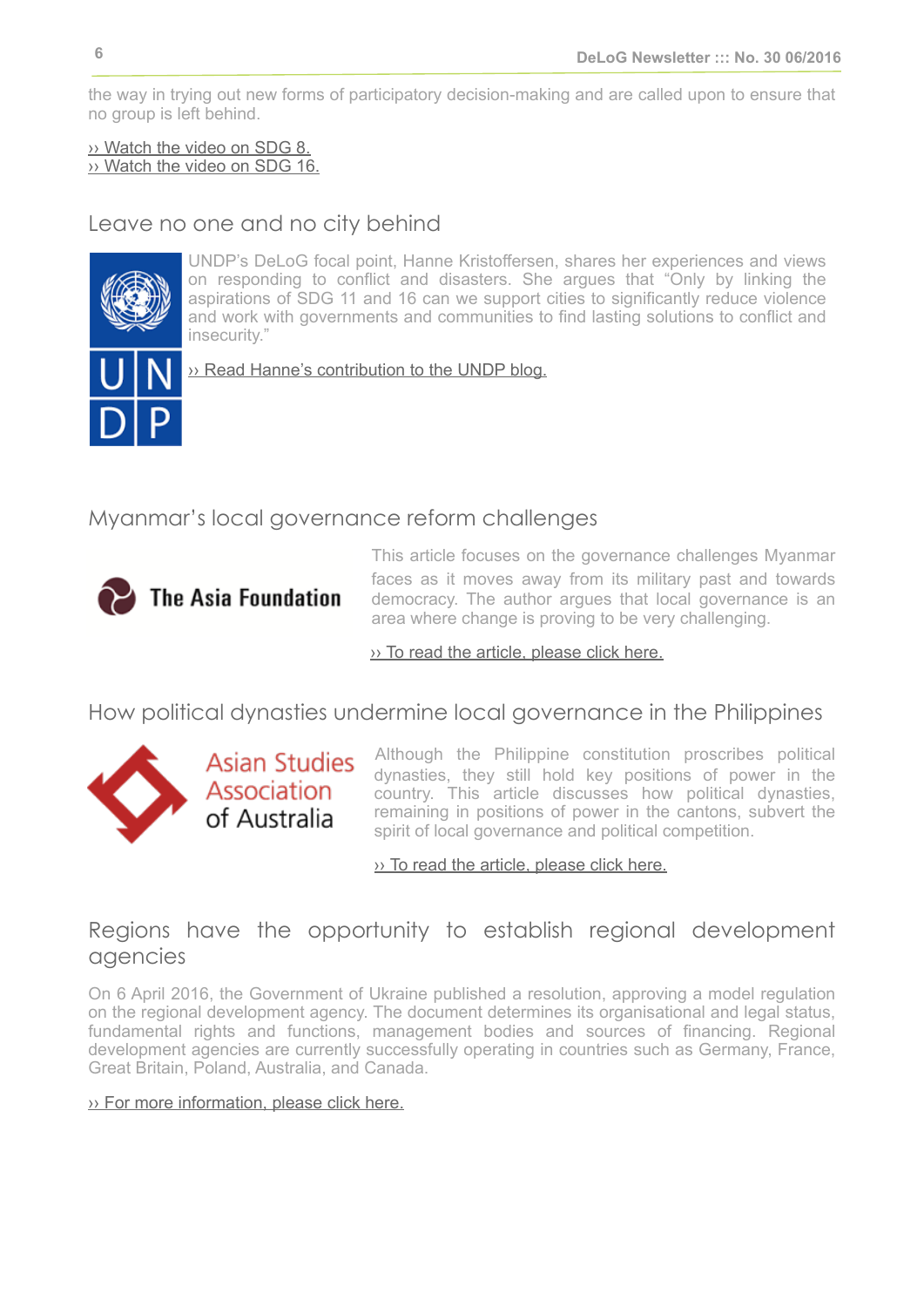the way in trying out new forms of participatory decision-making and are called upon to ensure that no group is left behind.

›› Watch the video on SDG 8.
›› Watch the video on SDG 16.

## Leave no one and no city behind

UNDP's DeLoG focal point, Hanne Kristoffersen, shares her experiences and views on responding to conflict and disasters. She argues that "Only by linking the aspirations of SDG 11 and 16 can we support cities to significantly reduce violence and work with governments and communities to find lasting solutions to conflict and insecurity."

›› Read Hanne's contribution to the UNDP blog.

## Myanmar's local governance reform challenges

This article focuses on the governance challenges Myanmar faces as it moves away from its military past and towards democracy. The author argues that local governance is an area where change is proving to be very challenging.

›› To read the article, please click here.

## How political dynasties undermine local governance in the Philippines

Although the Philippine constitution proscribes political dynasties, they still hold key positions of power in the country. This article discusses how political dynasties, remaining in positions of power in the cantons, subvert the spirit of local governance and political competition.

›› To read the article, please click here.

## Regions have the opportunity to establish regional development agencies

On 6 April 2016, the Government of Ukraine published a resolution, approving a model regulation on the regional development agency. The document determines its organisational and legal status, fundamental rights and functions, management bodies and sources of financing. Regional development agencies are currently successfully operating in countries such as Germany, France, Great Britain, Poland, Australia, and Canada.

›› For more information, please click here.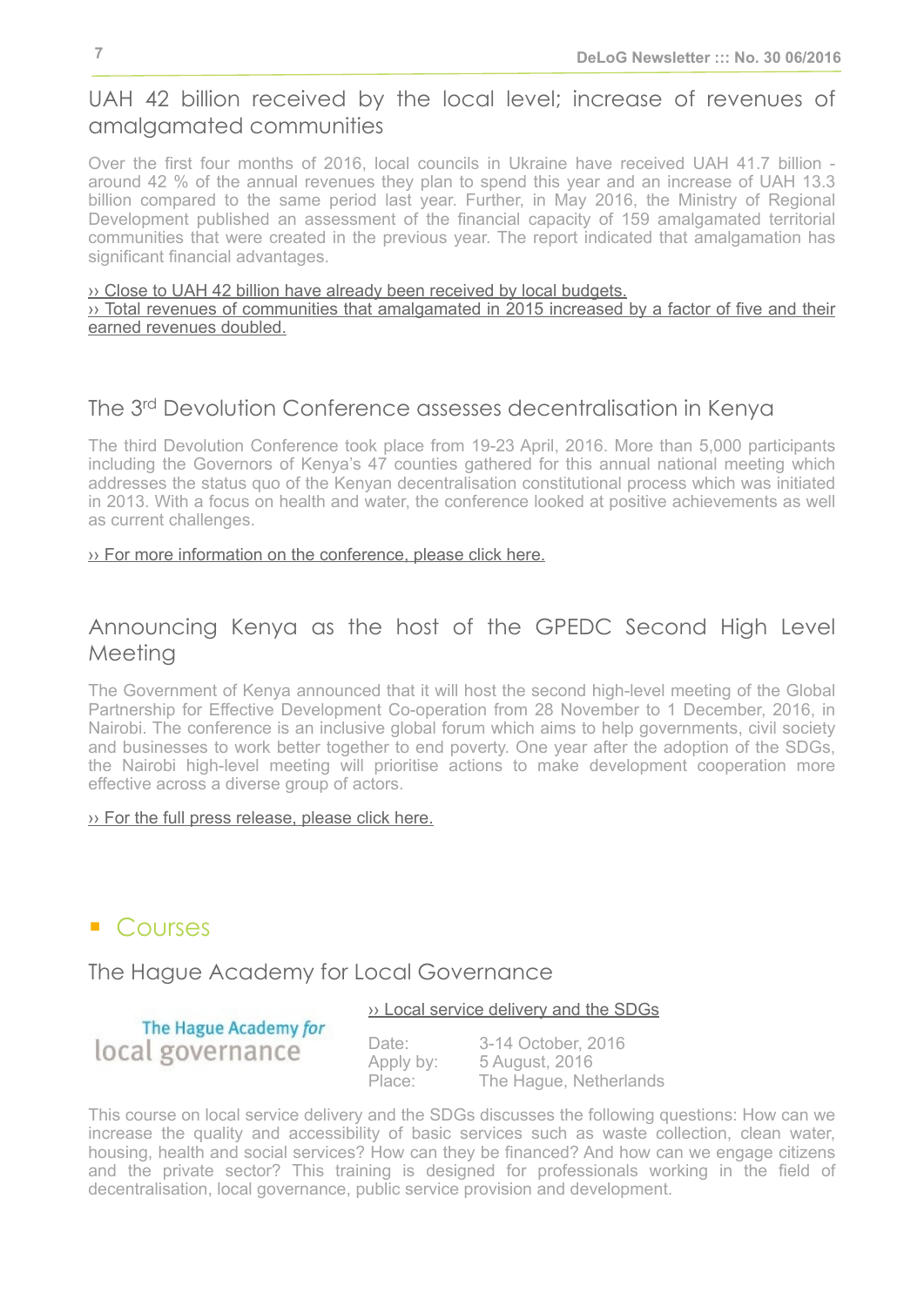## UAH 42 billion received by the local level; increase of revenues of amalgamated communities

Over the first four months of 2016, local councils in Ukraine have received UAH 41.7 billion - around 42 % of the annual revenues they plan to spend this year and an increase of UAH 13.3 billion compared to the same period last year. Further, in May 2016, the Ministry of Regional Development published an assessment of the financial capacity of 159 amalgamated territorial communities that were created in the previous year. The report indicated that amalgamation has significant financial advantages.

›› Close to UAH 42 billion have already been received by local budgets.
›› Total revenues of communities that amalgamated in 2015 increased by a factor of five and their earned revenues doubled.

## The 3rd Devolution Conference assesses decentralisation in Kenya

The third Devolution Conference took place from 19-23 April, 2016. More than 5,000 participants including the Governors of Kenya's 47 counties gathered for this annual national meeting which addresses the status quo of the Kenyan decentralisation constitutional process which was initiated in 2013. With a focus on health and water, the conference looked at positive achievements as well as current challenges.

›› For more information on the conference, please click here.

## Announcing Kenya as the host of the GPEDC Second High Level Meeting

The Government of Kenya announced that it will host the second high-level meeting of the Global Partnership for Effective Development Co-operation from 28 November to 1 December, 2016, in Nairobi. The conference is an inclusive global forum which aims to help governments, civil society and businesses to work better together to end poverty. One year after the adoption of the SDGs, the Nairobi high-level meeting will prioritise actions to make development cooperation more effective across a diverse group of actors.

›› For the full press release, please click here.

# Courses

## The Hague Academy for Local Governance

The Hague Academy *for* local governance

›› Local service delivery and the SDGs

Date: 3-14 October, 2016
Apply by: 5 August, 2016
Place: The Hague, Netherlands

This course on local service delivery and the SDGs discusses the following questions: How can we increase the quality and accessibility of basic services such as waste collection, clean water, housing, health and social services? How can they be financed? And how can we engage citizens and the private sector? This training is designed for professionals working in the field of decentralisation, local governance, public service provision and development.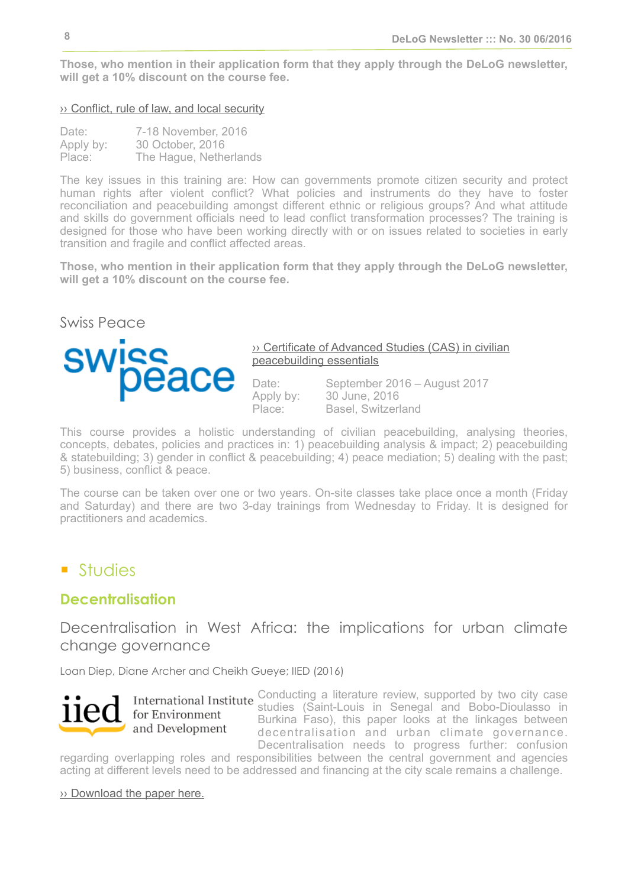**Those, who mention in their application form that they apply through the DeLoG newsletter, will get a 10% discount on the course fee.**

›› Conflict, rule of law, and local security

Date: 7-18 November, 2016
Apply by: 30 October, 2016
Place: The Hague, Netherlands

The key issues in this training are: How can governments promote citizen security and protect human rights after violent conflict? What policies and instruments do they have to foster reconciliation and peacebuilding amongst different ethnic or religious groups? And what attitude and skills do government officials need to lead conflict transformation processes? The training is designed for those who have been working directly with or on issues related to societies in early transition and fragile and conflict affected areas.

**Those, who mention in their application form that they apply through the DeLoG newsletter, will get a 10% discount on the course fee.**

## Swiss Peace

›› Certificate of Advanced Studies (CAS) in civilian peacebuilding essentials

Date: September 2016 – August 2017
Apply by: 30 June, 2016
Place: Basel, Switzerland

This course provides a holistic understanding of civilian peacebuilding, analysing theories, concepts, debates, policies and practices in: 1) peacebuilding analysis & impact; 2) peacebuilding & statebuilding; 3) gender in conflict & peacebuilding; 4) peace mediation; 5) dealing with the past; 5) business, conflict & peace.

The course can be taken over one or two years. On-site classes take place once a month (Friday and Saturday) and there are two 3-day trainings from Wednesday to Friday. It is designed for practitioners and academics.

# Studies

## Decentralisation

### Decentralisation in West Africa: the implications for urban climate change governance

Loan Diep, Diane Archer and Cheikh Gueye; IIED (2016)

Conducting a literature review, supported by two city case studies (Saint-Louis in Senegal and Bobo-Dioulasso in Burkina Faso), this paper looks at the linkages between decentralisation and urban climate governance. Decentralisation needs to progress further: confusion regarding overlapping roles and responsibilities between the central government and agencies acting at different levels need to be addressed and financing at the city scale remains a challenge.

›› Download the paper here.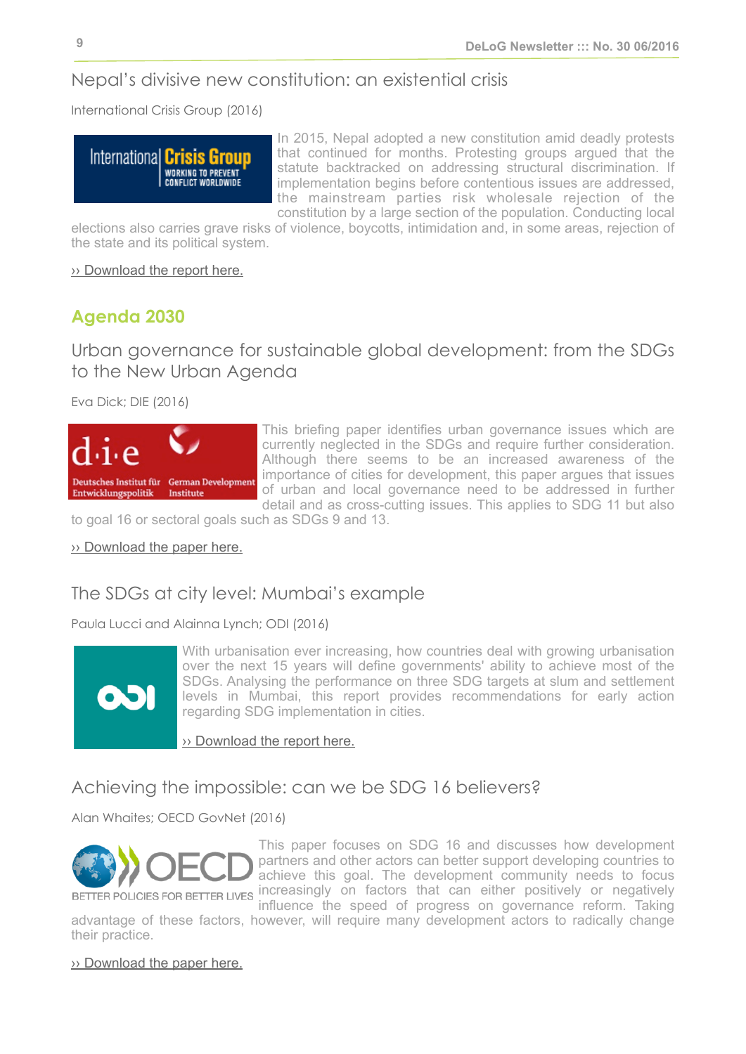## Nepal's divisive new constitution: an existential crisis

International Crisis Group (2016)

In 2015, Nepal adopted a new constitution amid deadly protests that continued for months. Protesting groups argued that the statute backtracked on addressing structural discrimination. If implementation begins before contentious issues are addressed, the mainstream parties risk wholesale rejection of the constitution by a large section of the population. Conducting local elections also carries grave risks of violence, boycotts, intimidation and, in some areas, rejection of the state and its political system.

›› Download the report here.

# Agenda 2030

## Urban governance for sustainable global development: from the SDGs to the New Urban Agenda

Eva Dick; DIE (2016)

This briefing paper identifies urban governance issues which are currently neglected in the SDGs and require further consideration. Although there seems to be an increased awareness of the importance of cities for development, this paper argues that issues of urban and local governance need to be addressed in further detail and as cross-cutting issues. This applies to SDG 11 but also to goal 16 or sectoral goals such as SDGs 9 and 13.

›› Download the paper here.

## The SDGs at city level: Mumbai's example

Paula Lucci and Alainna Lynch; ODI (2016)

With urbanisation ever increasing, how countries deal with growing urbanisation over the next 15 years will define governments' ability to achieve most of the SDGs. Analysing the performance on three SDG targets at slum and settlement levels in Mumbai, this report provides recommendations for early action regarding SDG implementation in cities.

›› Download the report here.

## Achieving the impossible: can we be SDG 16 believers?

Alan Whaites; OECD GovNet (2016)

This paper focuses on SDG 16 and discusses how development partners and other actors can better support developing countries to achieve this goal. The development community needs to focus increasingly on factors that can either positively or negatively influence the speed of progress on governance reform. Taking advantage of these factors, however, will require many development actors to radically change their practice.

›› Download the paper here.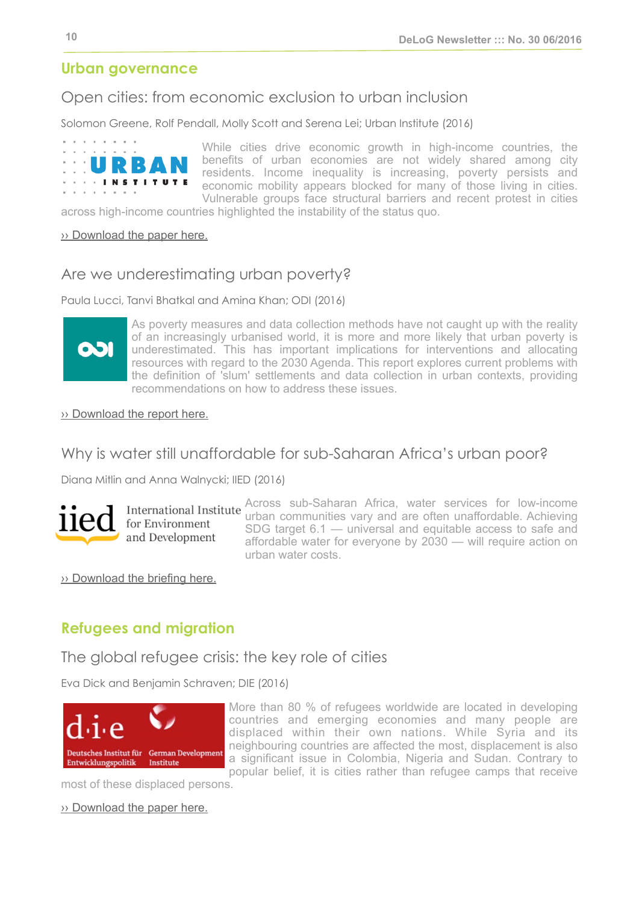## Urban governance

### Open cities: from economic exclusion to urban inclusion

Solomon Greene, Rolf Pendall, Molly Scott and Serena Lei; Urban Institute (2016)

While cities drive economic growth in high-income countries, the benefits of urban economies are not widely shared among city residents. Income inequality is increasing, poverty persists and economic mobility appears blocked for many of those living in cities. Vulnerable groups face structural barriers and recent protest in cities across high-income countries highlighted the instability of the status quo.

›› Download the paper here.

### Are we underestimating urban poverty?

Paula Lucci, Tanvi Bhatkal and Amina Khan; ODI (2016)

As poverty measures and data collection methods have not caught up with the reality of an increasingly urbanised world, it is more and more likely that urban poverty is underestimated. This has important implications for interventions and allocating resources with regard to the 2030 Agenda. This report explores current problems with the definition of 'slum' settlements and data collection in urban contexts, providing recommendations on how to address these issues.

›› Download the report here.

### Why is water still unaffordable for sub-Saharan Africa's urban poor?

Diana Mitlin and Anna Walnycki; IIED (2016)

Across sub-Saharan Africa, water services for low-income urban communities vary and are often unaffordable. Achieving SDG target 6.1 — universal and equitable access to safe and affordable water for everyone by 2030 — will require action on urban water costs.

›› Download the briefing here.

## Refugees and migration

### The global refugee crisis: the key role of cities

Eva Dick and Benjamin Schraven; DIE (2016)

More than 80 % of refugees worldwide are located in developing countries and emerging economies and many people are displaced within their own nations. While Syria and its neighbouring countries are affected the most, displacement is also a significant issue in Colombia, Nigeria and Sudan. Contrary to popular belief, it is cities rather than refugee camps that receive most of these displaced persons.

›› Download the paper here.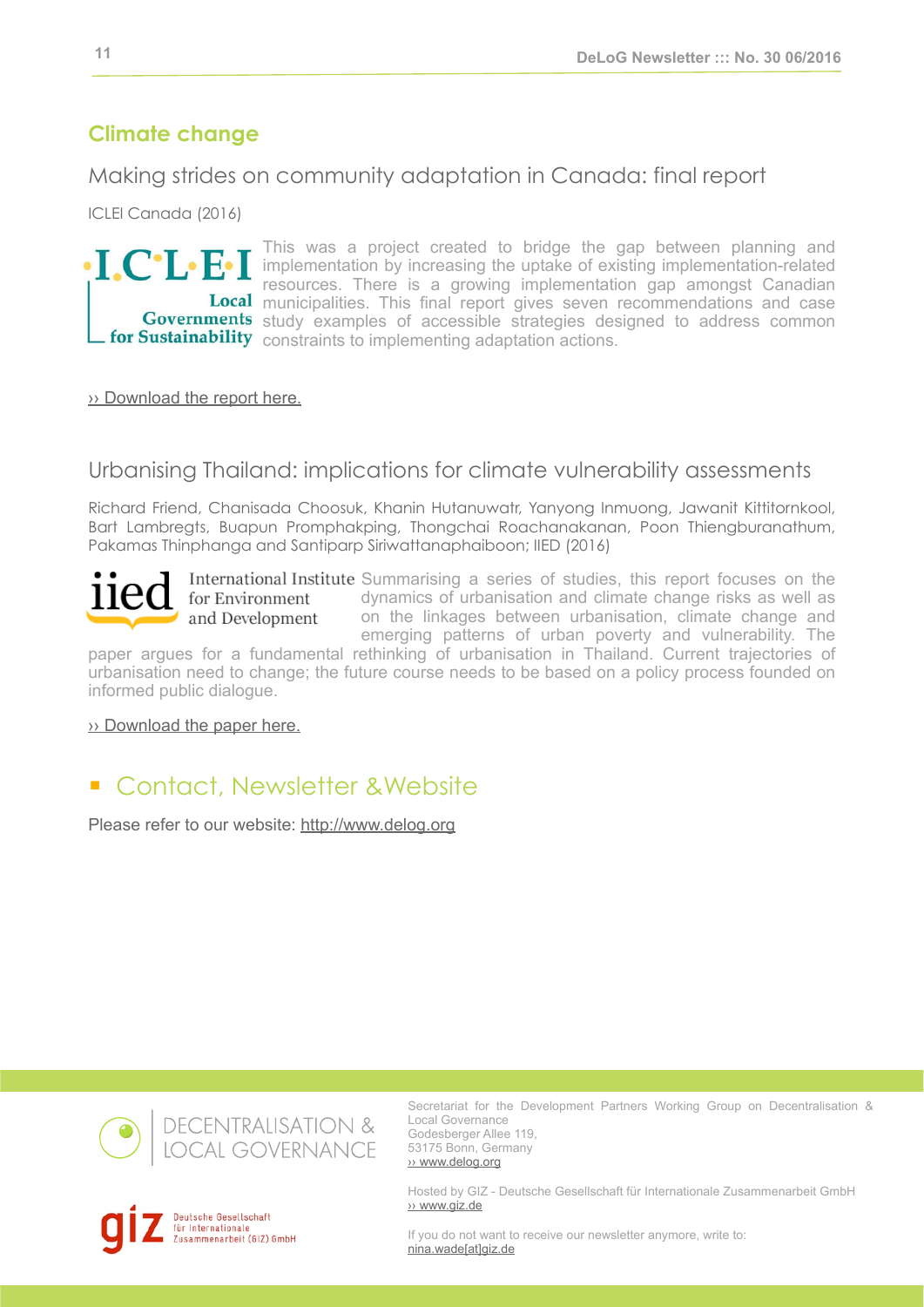## Climate change

### Making strides on community adaptation in Canada: final report

ICLEI Canada (2016)

ICLEI Local Governments for Sustainability

This was a project created to bridge the gap between planning and implementation by increasing the uptake of existing implementation-related resources. There is a growing implementation gap amongst Canadian municipalities. This final report gives seven recommendations and case study examples of accessible strategies designed to address common constraints to implementing adaptation actions.

›› Download the report here.

### Urbanising Thailand: implications for climate vulnerability assessments

Richard Friend, Chanisada Choosuk, Khanin Hutanuwatr, Yanyong Inmuong, Jawanit Kittitornkool, Bart Lambregts, Buapun Promphakping, Thongchai Roachanakanan, Poon Thiengburanathum, Pakamas Thinphanga and Santiparp Siriwattanaphaiboon; IIED (2016)

iied International Institute for Environment and Development

Summarising a series of studies, this report focuses on the dynamics of urbanisation and climate change risks as well as on the linkages between urbanisation, climate change and emerging patterns of urban poverty and vulnerability. The paper argues for a fundamental rethinking of urbanisation in Thailand. Current trajectories of urbanisation need to change; the future course needs to be based on a policy process founded on informed public dialogue.

›› Download the paper here.

## Contact, Newsletter & Website

Please refer to our website: http://www.delog.org

DECENTRALISATION & LOCAL GOVERNANCE

Secretariat for the Development Partners Working Group on Decentralisation & Local Governance
Godesberger Allee 119,
53175 Bonn, Germany
›› www.delog.org

giz Deutsche Gesellschaft für Internationale Zusammenarbeit (GIZ) GmbH

Hosted by GIZ - Deutsche Gesellschaft für Internationale Zusammenarbeit GmbH
›› www.giz.de

If you do not want to receive our newsletter anymore, write to:
nina.wade[at]giz.de